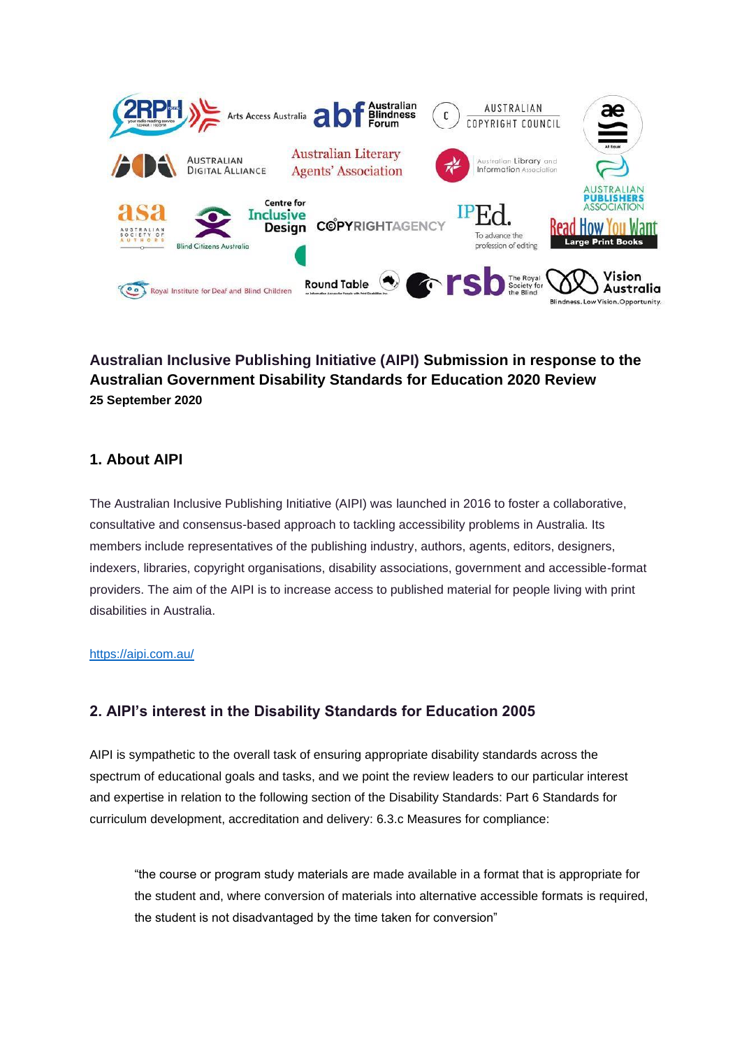# Australian Inclusive Publishing Initiative (AIPI) Submission in response to the Australian Government Disability Standards for Education 2020 Review

**25 September 2020**

## 1. About AIPI

The Australian Inclusive Publishing Initiative (AIPI) was launched in 2016 to foster a collaborative, consultative and consensus-based approach to tackling accessibility problems in Australia. Its members include representatives of the publishing industry, authors, agents, editors, designers, indexers, libraries, copyright organisations, disability associations, government and accessible-format providers. The aim of the AIPI is to increase access to published material for people living with print disabilities in Australia.

https://aipi.com.au/

## 2. AIPI's interest in the Disability Standards for Education 2005

AIPI is sympathetic to the overall task of ensuring appropriate disability standards across the spectrum of educational goals and tasks, and we point the review leaders to our particular interest and expertise in relation to the following section of the Disability Standards: Part 6 Standards for curriculum development, accreditation and delivery: 6.3.c Measures for compliance:

> "the course or program study materials are made available in a format that is appropriate for the student and, where conversion of materials into alternative accessible formats is required, the student is not disadvantaged by the time taken for conversion"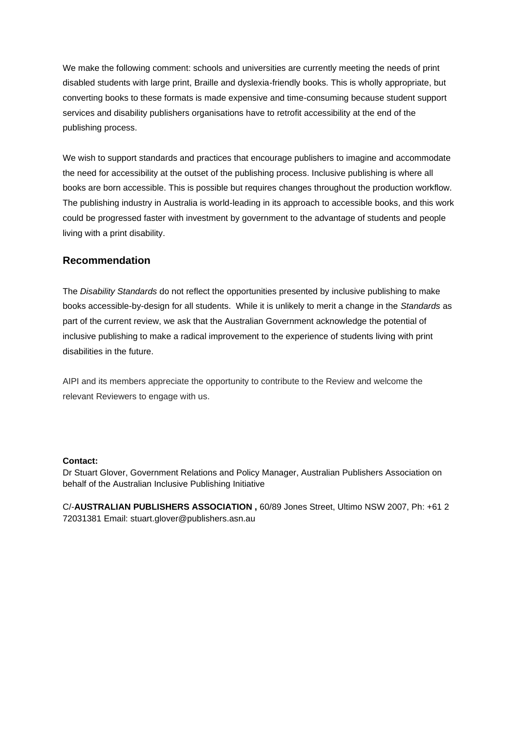We make the following comment: schools and universities are currently meeting the needs of print disabled students with large print, Braille and dyslexia-friendly books. This is wholly appropriate, but converting books to these formats is made expensive and time-consuming because student support services and disability publishers organisations have to retrofit accessibility at the end of the publishing process.

We wish to support standards and practices that encourage publishers to imagine and accommodate the need for accessibility at the outset of the publishing process. Inclusive publishing is where all books are born accessible. This is possible but requires changes throughout the production workflow. The publishing industry in Australia is world-leading in its approach to accessible books, and this work could be progressed faster with investment by government to the advantage of students and people living with a print disability.

## Recommendation

The *Disability Standards* do not reflect the opportunities presented by inclusive publishing to make books accessible-by-design for all students. While it is unlikely to merit a change in the *Standards* as part of the current review, we ask that the Australian Government acknowledge the potential of inclusive publishing to make a radical improvement to the experience of students living with print disabilities in the future.

AIPI and its members appreciate the opportunity to contribute to the Review and welcome the relevant Reviewers to engage with us.

**Contact:**
Dr Stuart Glover, Government Relations and Policy Manager, Australian Publishers Association on behalf of the Australian Inclusive Publishing Initiative

C/-**AUSTRALIAN PUBLISHERS ASSOCIATION ,** 60/89 Jones Street, Ultimo NSW 2007, Ph: +61 2 72031381 Email: stuart.glover@publishers.asn.au